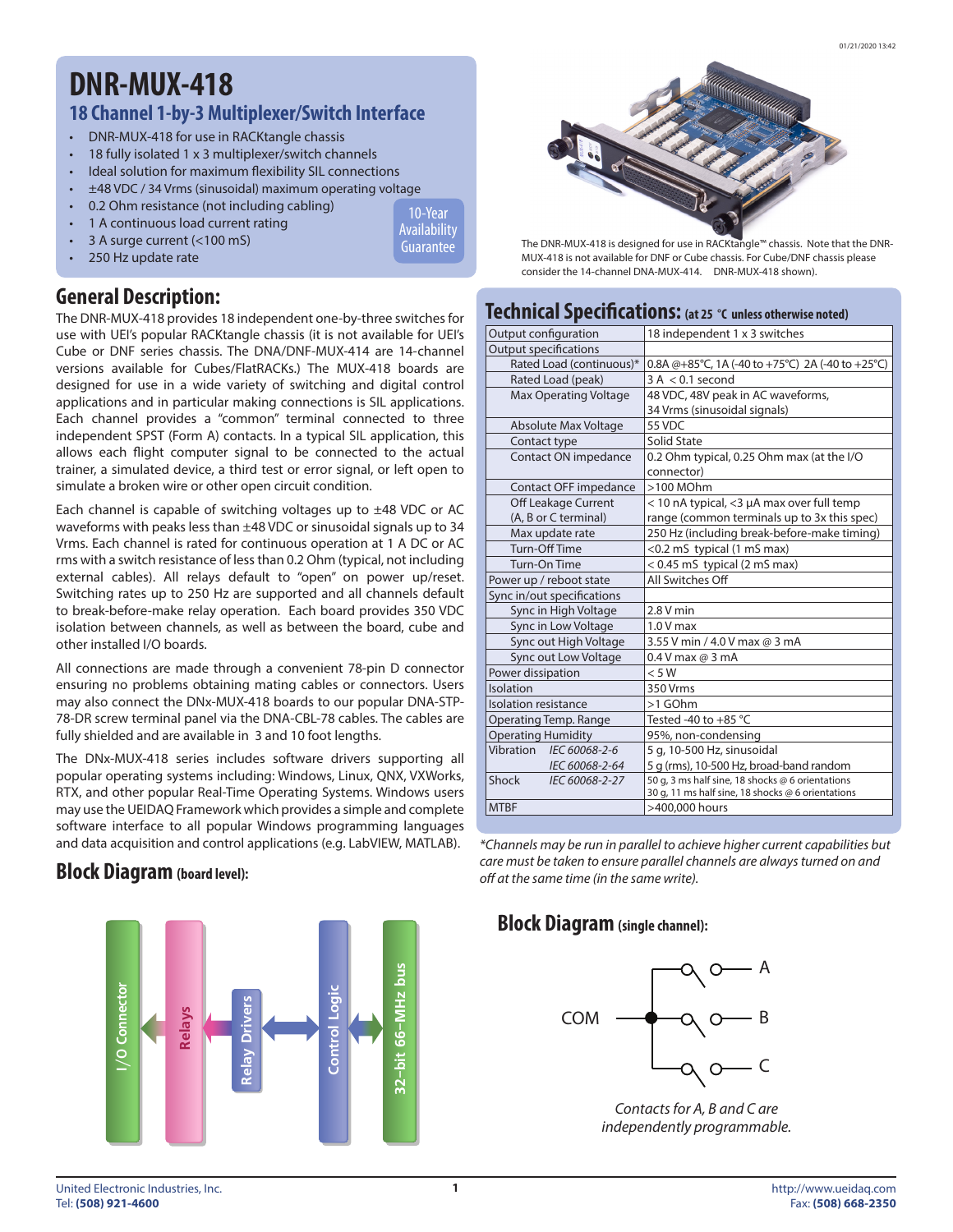# DNR-MUX-418

## 18 Channel 1-by-3 Multiplexer/Switch Interface

- DNR-MUX-418 for use in RACKtangle chassis
- 18 fully isolated 1 x 3 multiplexer/switch channels
- Ideal solution for maximum flexibility SIL connections
- ±48 VDC / 34 Vrms (sinusoidal) maximum operating voltage
- 0.2 Ohm resistance (not including cabling)
- 1 A continuous load current rating
- 3 A surge current (<100 mS)
- 250 Hz update rate

10-Year Availability Guarantee

The DNR-MUX-418 is designed for use in RACKtangle™ chassis. Note that the DNR-MUX-418 is not available for DNF or Cube chassis. For Cube/DNF chassis please consider the 14-channel DNA-MUX-414. DNR-MUX-418 shown).

## General Description:

The DNR-MUX-418 provides 18 independent one-by-three switches for use with UEI's popular RACKtangle chassis (it is not available for UEI's Cube or DNF series chassis. The DNA/DNF-MUX-414 are 14-channel versions available for Cubes/FlatRACKs.) The MUX-418 boards are designed for use in a wide variety of switching and digital control applications and in particular making connections is SIL applications. Each channel provides a "common" terminal connected to three independent SPST (Form A) contacts. In a typical SIL application, this allows each flight computer signal to be connected to the actual trainer, a simulated device, a third test or error signal, or left open to simulate a broken wire or other open circuit condition.

Each channel is capable of switching voltages up to ±48 VDC or AC waveforms with peaks less than ±48 VDC or sinusoidal signals up to 34 Vrms. Each channel is rated for continuous operation at 1 A DC or AC rms with a switch resistance of less than 0.2 Ohm (typical, not including external cables). All relays default to "open" on power up/reset. Switching rates up to 250 Hz are supported and all channels default to break-before-make relay operation. Each board provides 350 VDC isolation between channels, as well as between the board, cube and other installed I/O boards.

All connections are made through a convenient 78-pin D connector ensuring no problems obtaining mating cables or connectors. Users may also connect the DNx-MUX-418 boards to our popular DNA-STP-78-DR screw terminal panel via the DNA-CBL-78 cables. The cables are fully shielded and are available in 3 and 10 foot lengths.

The DNx-MUX-418 series includes software drivers supporting all popular operating systems including: Windows, Linux, QNX, VXWorks, RTX, and other popular Real-Time Operating Systems. Windows users may use the UEIDAQ Framework which provides a simple and complete software interface to all popular Windows programming languages and data acquisition and control applications (e.g. LabVIEW, MATLAB).

## Technical Specifications: (at 25 °C unless otherwise noted)

| | |
|---|---|
| Output configuration | 18 independent 1 x 3 switches |
| Output specifications | |
| Rated Load (continuous)* | 0.8A @+85°C, 1A (-40 to +75°C) 2A (-40 to +25°C) |
| Rated Load (peak) | 3 A < 0.1 second |
| Max Operating Voltage | 48 VDC, 48V peak in AC waveforms, 34 Vrms (sinusoidal signals) |
| Absolute Max Voltage | 55 VDC |
| Contact type | Solid State |
| Contact ON impedance | 0.2 Ohm typical, 0.25 Ohm max (at the I/O connector) |
| Contact OFF impedance | >100 MOhm |
| Off Leakage Current (A, B or C terminal) | < 10 nA typical, <3 µA max over full temp range (common terminals up to 3x this spec) |
| Max update rate | 250 Hz (including break-before-make timing) |
| Turn-Off Time | <0.2 mS typical (1 mS max) |
| Turn-On Time | < 0.45 mS typical (2 mS max) |
| Power up / reboot state | All Switches Off |
| Sync in/out specifications | |
| Sync in High Voltage | 2.8 V min |
| Sync in Low Voltage | 1.0 V max |
| Sync out High Voltage | 3.55 V min / 4.0 V max @ 3 mA |
| Sync out Low Voltage | 0.4 V max @ 3 mA |
| Power dissipation | < 5 W |
| Isolation | 350 Vrms |
| Isolation resistance | >1 GOhm |
| Operating Temp. Range | Tested -40 to +85 °C |
| Operating Humidity | 95%, non-condensing |
| Vibration *IEC 60068-2-6* | 5 g, 10-500 Hz, sinusoidal |
| *IEC 60068-2-64* | 5 g (rms), 10-500 Hz, broad-band random |
| Shock *IEC 60068-2-27* | 50 g, 3 ms half sine, 18 shocks @ 6 orientations; 30 g, 11 ms half sine, 18 shocks @ 6 orientations |
| MTBF | >400,000 hours |

*\*Channels may be run in parallel to achieve higher current capabilities but care must be taken to ensure parallel channels are always turned on and off at the same time (in the same write).*

## Block Diagram (board level):

I/O Connector
Relays
Relay Drivers
Control Logic
32-bit 66-MHz bus

## Block Diagram (single channel):

COM
A
B
C

*Contacts for A, B and C are independently programmable.*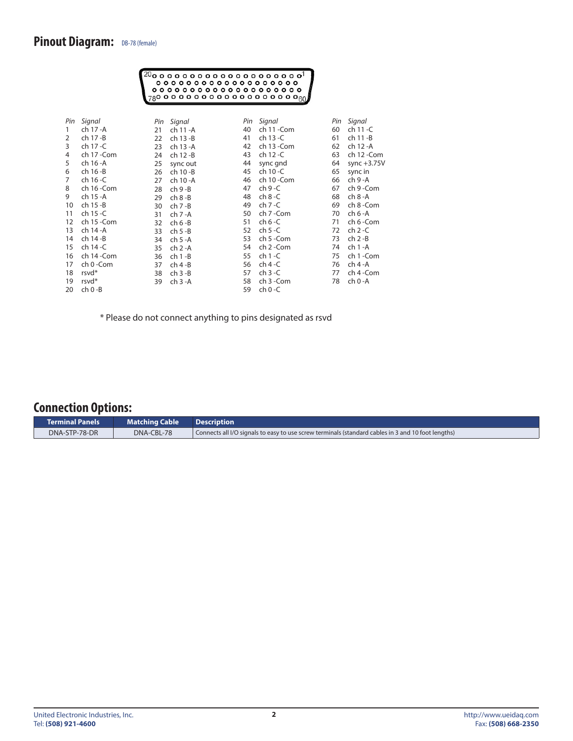## Pinout Diagram: DB-78 (female)

20 1
78 60

| Pin | Signal | Pin | Signal | Pin | Signal | Pin | Signal |
|---|---|---|---|---|---|---|---|
| 1 | ch 17 -A | 21 | ch 11 -A | 40 | ch 11 -Com | 60 | ch 11 -C |
| 2 | ch 17 -B | 22 | ch 13 -B | 41 | ch 13 -C | 61 | ch 11 -B |
| 3 | ch 17 -C | 23 | ch 13 -A | 42 | ch 13 -Com | 62 | ch 12 -A |
| 4 | ch 17 -Com | 24 | ch 12 -B | 43 | ch 12 -C | 63 | ch 12 -Com |
| 5 | ch 16 -A | 25 | sync out | 44 | sync gnd | 64 | sync +3.75V |
| 6 | ch 16 -B | 26 | ch 10 -B | 45 | ch 10 -C | 65 | sync in |
| 7 | ch 16 -C | 27 | ch 10 -A | 46 | ch 10 -Com | 66 | ch 9 -A |
| 8 | ch 16 -Com | 28 | ch 9 -B | 47 | ch 9 -C | 67 | ch 9 -Com |
| 9 | ch 15 -A | 29 | ch 8 -B | 48 | ch 8 -C | 68 | ch 8 -A |
| 10 | ch 15 -B | 30 | ch 7 -B | 49 | ch 7 -C | 69 | ch 8 -Com |
| 11 | ch 15 -C | 31 | ch 7 -A | 50 | ch 7 -Com | 70 | ch 6 -A |
| 12 | ch 15 -Com | 32 | ch 6 -B | 51 | ch 6 -C | 71 | ch 6 -Com |
| 13 | ch 14 -A | 33 | ch 5 -B | 52 | ch 5 -C | 72 | ch 2 -C |
| 14 | ch 14 -B | 34 | ch 5 -A | 53 | ch 5 -Com | 73 | ch 2 -B |
| 15 | ch 14 -C | 35 | ch 2 -A | 54 | ch 2 -Com | 74 | ch 1 -A |
| 16 | ch 14 -Com | 36 | ch 1 -B | 55 | ch 1 -C | 75 | ch 1 -Com |
| 17 | ch 0 -Com | 37 | ch 4 -B | 56 | ch 4 -C | 76 | ch 4 -A |
| 18 | rsvd* | 38 | ch 3 -B | 57 | ch 3 -C | 77 | ch 4 -Com |
| 19 | rsvd* | 39 | ch 3 -A | 58 | ch 3 -Com | 78 | ch 0 -A |
| 20 | ch 0 -B | | | 59 | ch 0 -C | | |

\* Please do not connect anything to pins designated as rsvd

## Connection Options:

| Terminal Panels | Matching Cable | Description |
|---|---|---|
| DNA-STP-78-DR | DNA-CBL-78 | Connects all I/O signals to easy to use screw terminals (standard cables in 3 and 10 foot lengths) |

United Electronic Industries, Inc.
Tel: **(508) 921-4600**

http://www.ueidaq.com
Fax: **(508) 668-2350**